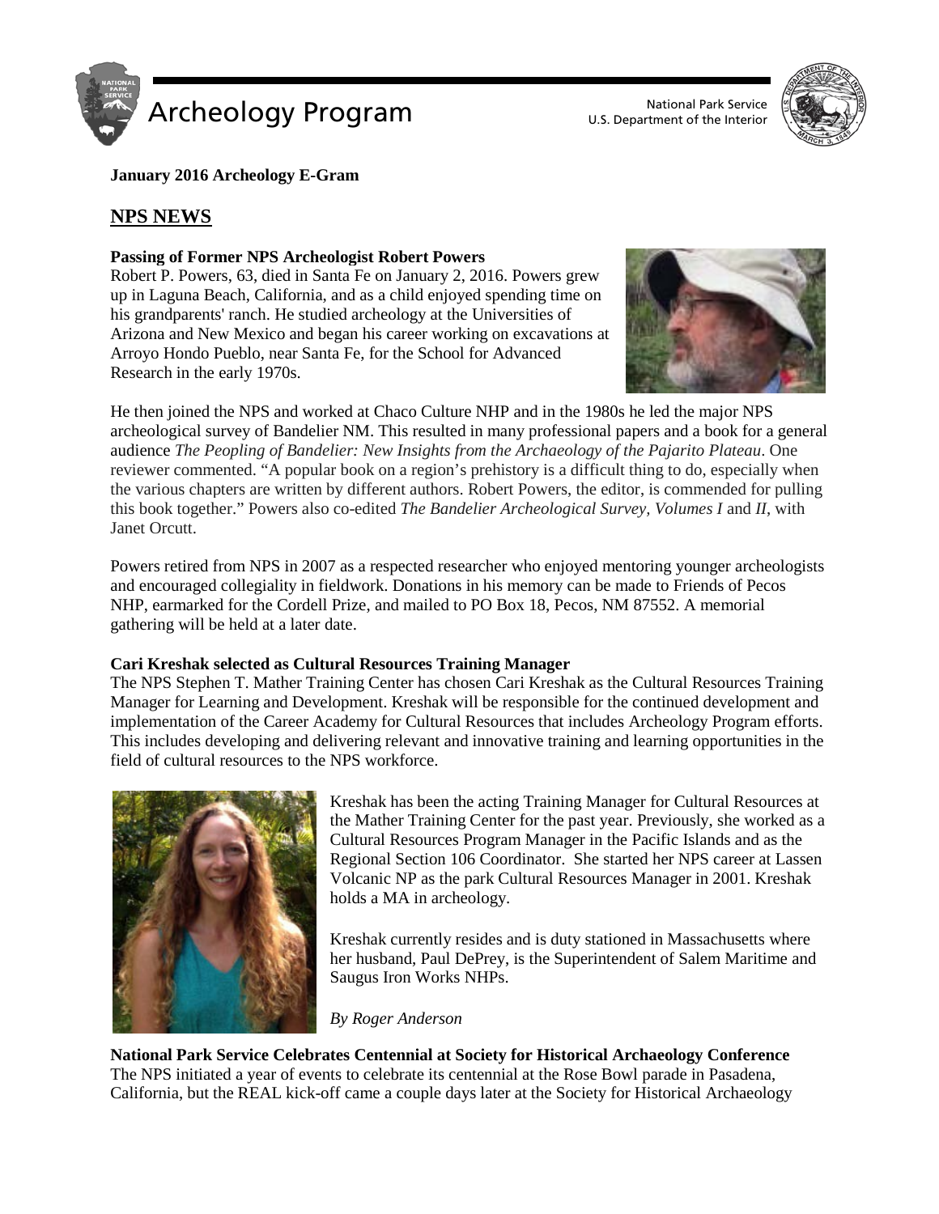# Archeology Program

National Park Service
U.S. Department of the Interior

**January 2016 Archeology E-Gram**

## NPS NEWS

**Passing of Former NPS Archeologist Robert Powers**

Robert P. Powers, 63, died in Santa Fe on January 2, 2016. Powers grew up in Laguna Beach, California, and as a child enjoyed spending time on his grandparents' ranch. He studied archeology at the Universities of Arizona and New Mexico and began his career working on excavations at Arroyo Hondo Pueblo, near Santa Fe, for the School for Advanced Research in the early 1970s.

He then joined the NPS and worked at Chaco Culture NHP and in the 1980s he led the major NPS archeological survey of Bandelier NM. This resulted in many professional papers and a book for a general audience *The Peopling of Bandelier: New Insights from the Archaeology of the Pajarito Plateau*. One reviewer commented. "A popular book on a region's prehistory is a difficult thing to do, especially when the various chapters are written by different authors. Robert Powers, the editor, is commended for pulling this book together." Powers also co-edited *The Bandelier Archeological Survey, Volumes I* and *II*, with Janet Orcutt.

Powers retired from NPS in 2007 as a respected researcher who enjoyed mentoring younger archeologists and encouraged collegiality in fieldwork. Donations in his memory can be made to Friends of Pecos NHP, earmarked for the Cordell Prize, and mailed to PO Box 18, Pecos, NM 87552. A memorial gathering will be held at a later date.

**Cari Kreshak selected as Cultural Resources Training Manager**

The NPS Stephen T. Mather Training Center has chosen Cari Kreshak as the Cultural Resources Training Manager for Learning and Development. Kreshak will be responsible for the continued development and implementation of the Career Academy for Cultural Resources that includes Archeology Program efforts. This includes developing and delivering relevant and innovative training and learning opportunities in the field of cultural resources to the NPS workforce.

Kreshak has been the acting Training Manager for Cultural Resources at the Mather Training Center for the past year. Previously, she worked as a Cultural Resources Program Manager in the Pacific Islands and as the Regional Section 106 Coordinator. She started her NPS career at Lassen Volcanic NP as the park Cultural Resources Manager in 2001. Kreshak holds a MA in archeology.

Kreshak currently resides and is duty stationed in Massachusetts where her husband, Paul DePrey, is the Superintendent of Salem Maritime and Saugus Iron Works NHPs.

*By Roger Anderson*

**National Park Service Celebrates Centennial at Society for Historical Archaeology Conference**

The NPS initiated a year of events to celebrate its centennial at the Rose Bowl parade in Pasadena, California, but the REAL kick-off came a couple days later at the Society for Historical Archaeology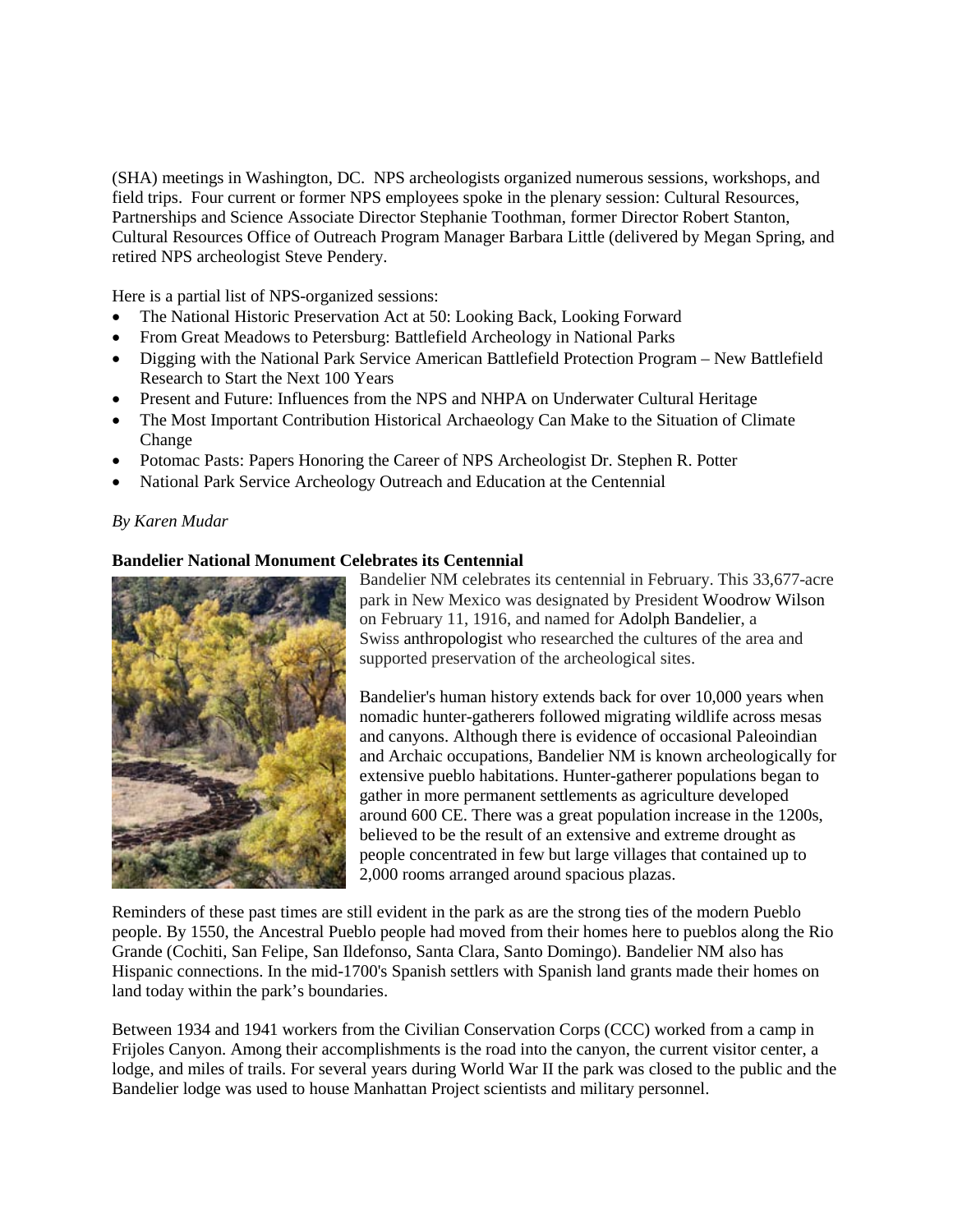(SHA) meetings in Washington, DC. NPS archeologists organized numerous sessions, workshops, and field trips. Four current or former NPS employees spoke in the plenary session: Cultural Resources, Partnerships and Science Associate Director Stephanie Toothman, former Director Robert Stanton, Cultural Resources Office of Outreach Program Manager Barbara Little (delivered by Megan Spring, and retired NPS archeologist Steve Pendery.

Here is a partial list of NPS-organized sessions:

- The National Historic Preservation Act at 50: Looking Back, Looking Forward
- From Great Meadows to Petersburg: Battlefield Archeology in National Parks
- Digging with the National Park Service American Battlefield Protection Program – New Battlefield Research to Start the Next 100 Years
- Present and Future: Influences from the NPS and NHPA on Underwater Cultural Heritage
- The Most Important Contribution Historical Archaeology Can Make to the Situation of Climate Change
- Potomac Pasts: Papers Honoring the Career of NPS Archeologist Dr. Stephen R. Potter
- National Park Service Archeology Outreach and Education at the Centennial

*By Karen Mudar*

**Bandelier National Monument Celebrates its Centennial**

Bandelier NM celebrates its centennial in February. This 33,677-acre park in New Mexico was designated by President Woodrow Wilson on February 11, 1916, and named for Adolph Bandelier, a Swiss anthropologist who researched the cultures of the area and supported preservation of the archeological sites.

Bandelier's human history extends back for over 10,000 years when nomadic hunter-gatherers followed migrating wildlife across mesas and canyons. Although there is evidence of occasional Paleoindian and Archaic occupations, Bandelier NM is known archeologically for extensive pueblo habitations. Hunter-gatherer populations began to gather in more permanent settlements as agriculture developed around 600 CE. There was a great population increase in the 1200s, believed to be the result of an extensive and extreme drought as people concentrated in few but large villages that contained up to 2,000 rooms arranged around spacious plazas.

Reminders of these past times are still evident in the park as are the strong ties of the modern Pueblo people. By 1550, the Ancestral Pueblo people had moved from their homes here to pueblos along the Rio Grande (Cochiti, San Felipe, San Ildefonso, Santa Clara, Santo Domingo). Bandelier NM also has Hispanic connections. In the mid-1700's Spanish settlers with Spanish land grants made their homes on land today within the park's boundaries.

Between 1934 and 1941 workers from the Civilian Conservation Corps (CCC) worked from a camp in Frijoles Canyon. Among their accomplishments is the road into the canyon, the current visitor center, a lodge, and miles of trails. For several years during World War II the park was closed to the public and the Bandelier lodge was used to house Manhattan Project scientists and military personnel.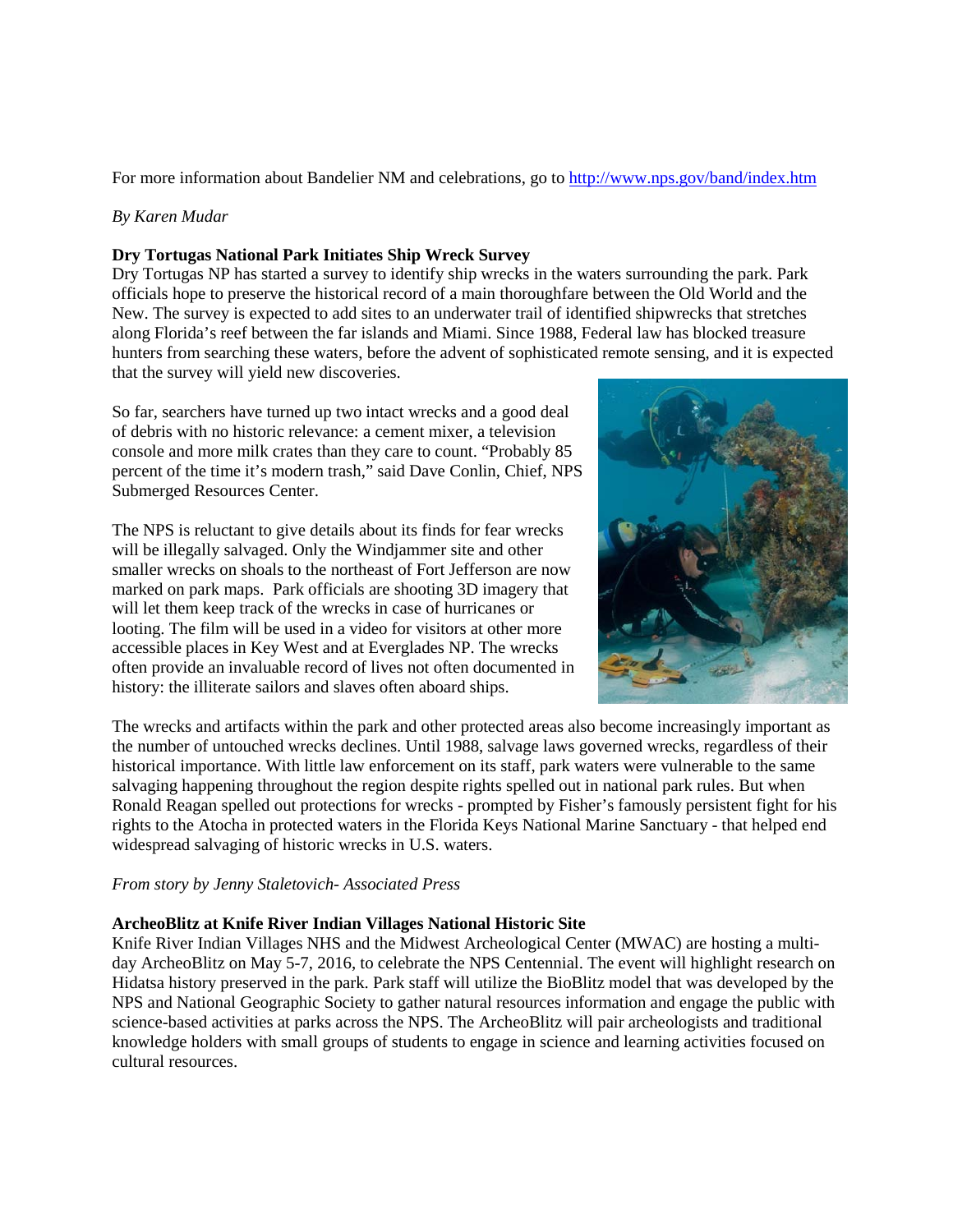For more information about Bandelier NM and celebrations, go to [http://www.nps.gov/band/index.htm](http://www.nps.gov/band/index.htm)

*By Karen Mudar*

**Dry Tortugas National Park Initiates Ship Wreck Survey**

Dry Tortugas NP has started a survey to identify ship wrecks in the waters surrounding the park. Park officials hope to preserve the historical record of a main thoroughfare between the Old World and the New. The survey is expected to add sites to an underwater trail of identified shipwrecks that stretches along Florida's reef between the far islands and Miami. Since 1988, Federal law has blocked treasure hunters from searching these waters, before the advent of sophisticated remote sensing, and it is expected that the survey will yield new discoveries.

So far, searchers have turned up two intact wrecks and a good deal of debris with no historic relevance: a cement mixer, a television console and more milk crates than they care to count. "Probably 85 percent of the time it's modern trash," said Dave Conlin, Chief, NPS Submerged Resources Center.

The NPS is reluctant to give details about its finds for fear wrecks will be illegally salvaged. Only the Windjammer site and other smaller wrecks on shoals to the northeast of Fort Jefferson are now marked on park maps. Park officials are shooting 3D imagery that will let them keep track of the wrecks in case of hurricanes or looting. The film will be used in a video for visitors at other more accessible places in Key West and at Everglades NP. The wrecks often provide an invaluable record of lives not often documented in history: the illiterate sailors and slaves often aboard ships.

The wrecks and artifacts within the park and other protected areas also become increasingly important as the number of untouched wrecks declines. Until 1988, salvage laws governed wrecks, regardless of their historical importance. With little law enforcement on its staff, park waters were vulnerable to the same salvaging happening throughout the region despite rights spelled out in national park rules. But when Ronald Reagan spelled out protections for wrecks - prompted by Fisher's famously persistent fight for his rights to the Atocha in protected waters in the Florida Keys National Marine Sanctuary - that helped end widespread salvaging of historic wrecks in U.S. waters.

*From story by Jenny Staletovich- Associated Press*

**ArcheoBlitz at Knife River Indian Villages National Historic Site**

Knife River Indian Villages NHS and the Midwest Archeological Center (MWAC) are hosting a multi-day ArcheoBlitz on May 5-7, 2016, to celebrate the NPS Centennial. The event will highlight research on Hidatsa history preserved in the park. Park staff will utilize the BioBlitz model that was developed by the NPS and National Geographic Society to gather natural resources information and engage the public with science-based activities at parks across the NPS. The ArcheoBlitz will pair archeologists and traditional knowledge holders with small groups of students to engage in science and learning activities focused on cultural resources.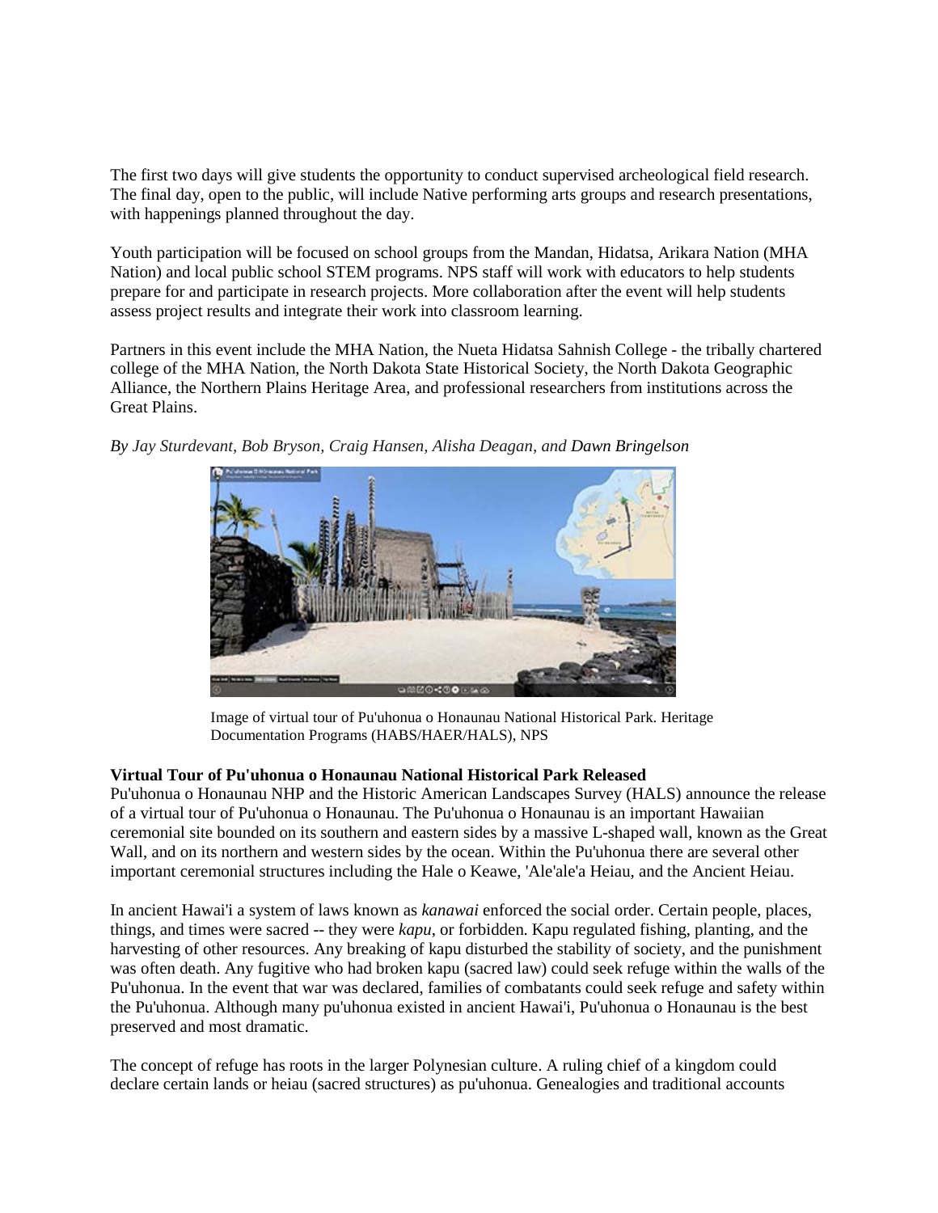The first two days will give students the opportunity to conduct supervised archeological field research. The final day, open to the public, will include Native performing arts groups and research presentations, with happenings planned throughout the day.

Youth participation will be focused on school groups from the Mandan, Hidatsa, Arikara Nation (MHA Nation) and local public school STEM programs. NPS staff will work with educators to help students prepare for and participate in research projects. More collaboration after the event will help students assess project results and integrate their work into classroom learning.

Partners in this event include the MHA Nation, the Nueta Hidatsa Sahnish College - the tribally chartered college of the MHA Nation, the North Dakota State Historical Society, the North Dakota Geographic Alliance, the Northern Plains Heritage Area, and professional researchers from institutions across the Great Plains.

*By Jay Sturdevant, Bob Bryson, Craig Hansen, Alisha Deagan, and Dawn Bringelson*

Image of virtual tour of Pu'uhonua o Honaunau National Historical Park. Heritage Documentation Programs (HABS/HAER/HALS), NPS

**Virtual Tour of Pu'uhonua o Honaunau National Historical Park Released**

Pu'uhonua o Honaunau NHP and the Historic American Landscapes Survey (HALS) announce the release of a virtual tour of Pu'uhonua o Honaunau. The Pu'uhonua o Honaunau is an important Hawaiian ceremonial site bounded on its southern and eastern sides by a massive L-shaped wall, known as the Great Wall, and on its northern and western sides by the ocean. Within the Pu'uhonua there are several other important ceremonial structures including the Hale o Keawe, 'Ale'ale'a Heiau, and the Ancient Heiau.

In ancient Hawai'i a system of laws known as *kanawai* enforced the social order. Certain people, places, things, and times were sacred -- they were *kapu*, or forbidden. Kapu regulated fishing, planting, and the harvesting of other resources. Any breaking of kapu disturbed the stability of society, and the punishment was often death. Any fugitive who had broken kapu (sacred law) could seek refuge within the walls of the Pu'uhonua. In the event that war was declared, families of combatants could seek refuge and safety within the Pu'uhonua. Although many pu'uhonua existed in ancient Hawai'i, Pu'uhonua o Honaunau is the best preserved and most dramatic.

The concept of refuge has roots in the larger Polynesian culture. A ruling chief of a kingdom could declare certain lands or heiau (sacred structures) as pu'uhonua. Genealogies and traditional accounts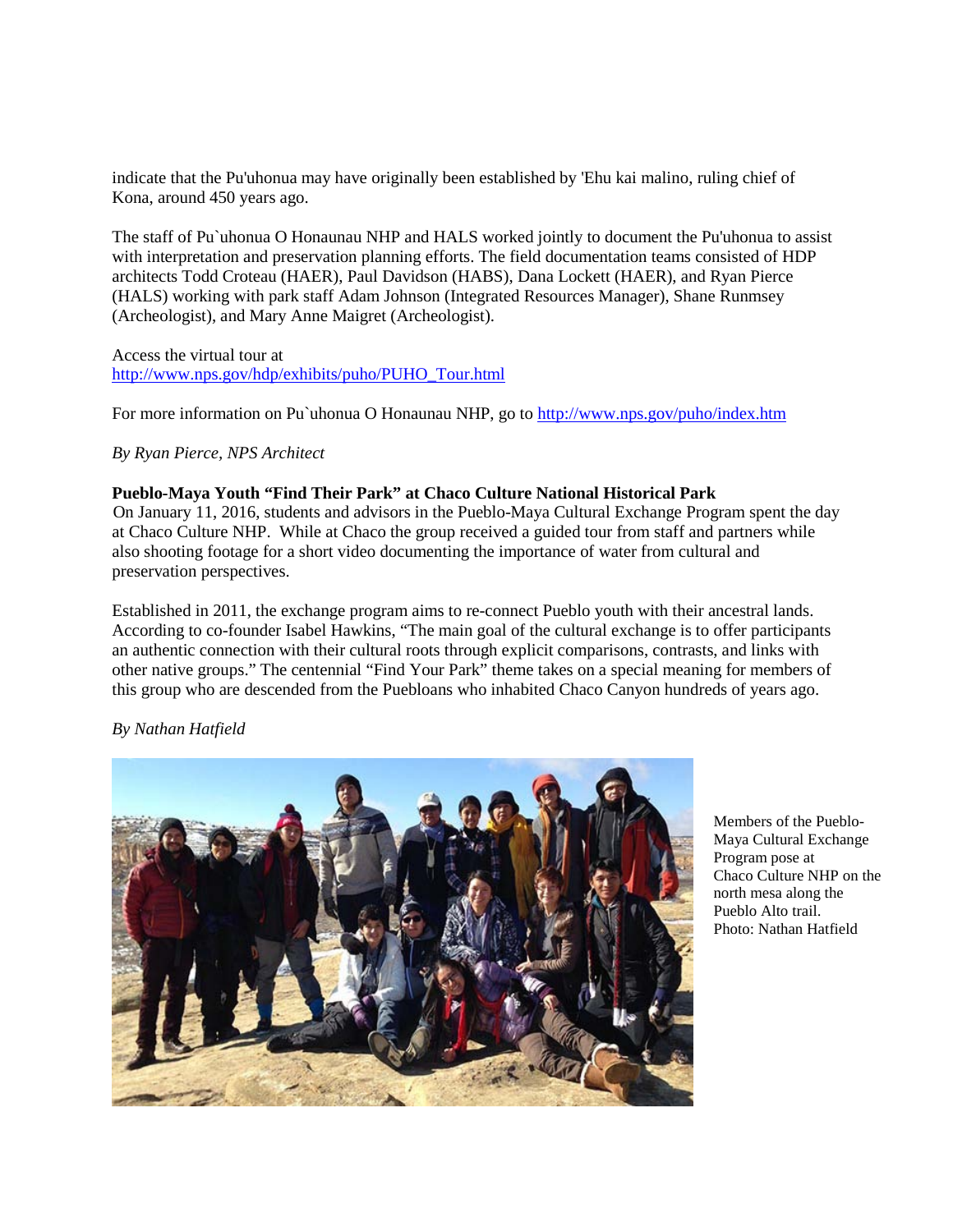indicate that the Pu'uhonua may have originally been established by 'Ehu kai malino, ruling chief of Kona, around 450 years ago.

The staff of Pu`uhonua O Honaunau NHP and HALS worked jointly to document the Pu'uhonua to assist with interpretation and preservation planning efforts. The field documentation teams consisted of HDP architects Todd Croteau (HAER), Paul Davidson (HABS), Dana Lockett (HAER), and Ryan Pierce (HALS) working with park staff Adam Johnson (Integrated Resources Manager), Shane Runmsey (Archeologist), and Mary Anne Maigret (Archeologist).

Access the virtual tour at
http://www.nps.gov/hdp/exhibits/puho/PUHO_Tour.html

For more information on Pu`uhonua O Honaunau NHP, go to http://www.nps.gov/puho/index.htm

*By Ryan Pierce, NPS Architect*

**Pueblo-Maya Youth "Find Their Park" at Chaco Culture National Historical Park**

On January 11, 2016, students and advisors in the Pueblo-Maya Cultural Exchange Program spent the day at Chaco Culture NHP. While at Chaco the group received a guided tour from staff and partners while also shooting footage for a short video documenting the importance of water from cultural and preservation perspectives.

Established in 2011, the exchange program aims to re-connect Pueblo youth with their ancestral lands. According to co-founder Isabel Hawkins, "The main goal of the cultural exchange is to offer participants an authentic connection with their cultural roots through explicit comparisons, contrasts, and links with other native groups." The centennial "Find Your Park" theme takes on a special meaning for members of this group who are descended from the Puebloans who inhabited Chaco Canyon hundreds of years ago.

*By Nathan Hatfield*

Members of the Pueblo-Maya Cultural Exchange Program pose at Chaco Culture NHP on the north mesa along the Pueblo Alto trail. Photo: Nathan Hatfield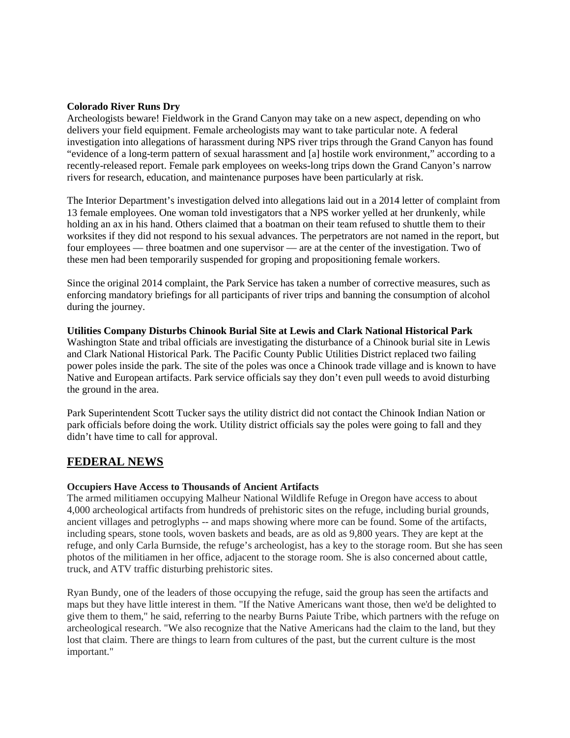**Colorado River Runs Dry**

Archeologists beware! Fieldwork in the Grand Canyon may take on a new aspect, depending on who delivers your field equipment. Female archeologists may want to take particular note. A federal investigation into allegations of harassment during NPS river trips through the Grand Canyon has found "evidence of a long-term pattern of sexual harassment and [a] hostile work environment," according to a recently-released report. Female park employees on weeks-long trips down the Grand Canyon's narrow rivers for research, education, and maintenance purposes have been particularly at risk.

The Interior Department's investigation delved into allegations laid out in a 2014 letter of complaint from 13 female employees. One woman told investigators that a NPS worker yelled at her drunkenly, while holding an ax in his hand. Others claimed that a boatman on their team refused to shuttle them to their worksites if they did not respond to his sexual advances. The perpetrators are not named in the report, but four employees — three boatmen and one supervisor — are at the center of the investigation. Two of these men had been temporarily suspended for groping and propositioning female workers.

Since the original 2014 complaint, the Park Service has taken a number of corrective measures, such as enforcing mandatory briefings for all participants of river trips and banning the consumption of alcohol during the journey.

**Utilities Company Disturbs Chinook Burial Site at Lewis and Clark National Historical Park**

Washington State and tribal officials are investigating the disturbance of a Chinook burial site in Lewis and Clark National Historical Park. The Pacific County Public Utilities District replaced two failing power poles inside the park. The site of the poles was once a Chinook trade village and is known to have Native and European artifacts. Park service officials say they don't even pull weeds to avoid disturbing the ground in the area.

Park Superintendent Scott Tucker says the utility district did not contact the Chinook Indian Nation or park officials before doing the work. Utility district officials say the poles were going to fall and they didn't have time to call for approval.

## FEDERAL NEWS

**Occupiers Have Access to Thousands of Ancient Artifacts**

The armed militiamen occupying Malheur National Wildlife Refuge in Oregon have access to about 4,000 archeological artifacts from hundreds of prehistoric sites on the refuge, including burial grounds, ancient villages and petroglyphs -- and maps showing where more can be found. Some of the artifacts, including spears, stone tools, woven baskets and beads, are as old as 9,800 years. They are kept at the refuge, and only Carla Burnside, the refuge's archeologist, has a key to the storage room. But she has seen photos of the militiamen in her office, adjacent to the storage room. She is also concerned about cattle, truck, and ATV traffic disturbing prehistoric sites.

Ryan Bundy, one of the leaders of those occupying the refuge, said the group has seen the artifacts and maps but they have little interest in them. "If the Native Americans want those, then we'd be delighted to give them to them," he said, referring to the nearby Burns Paiute Tribe, which partners with the refuge on archeological research. "We also recognize that the Native Americans had the claim to the land, but they lost that claim. There are things to learn from cultures of the past, but the current culture is the most important."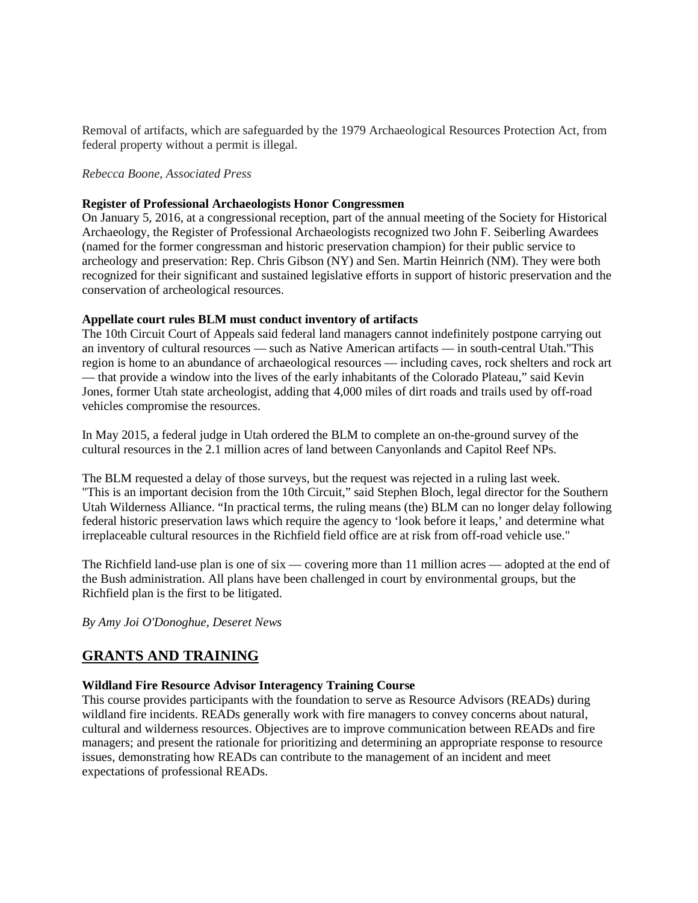Removal of artifacts, which are safeguarded by the 1979 Archaeological Resources Protection Act, from federal property without a permit is illegal.

*Rebecca Boone, Associated Press*

**Register of Professional Archaeologists Honor Congressmen**
On January 5, 2016, at a congressional reception, part of the annual meeting of the Society for Historical Archaeology, the Register of Professional Archaeologists recognized two John F. Seiberling Awardees (named for the former congressman and historic preservation champion) for their public service to archeology and preservation: Rep. Chris Gibson (NY) and Sen. Martin Heinrich (NM). They were both recognized for their significant and sustained legislative efforts in support of historic preservation and the conservation of archeological resources.

**Appellate court rules BLM must conduct inventory of artifacts**
The 10th Circuit Court of Appeals said federal land managers cannot indefinitely postpone carrying out an inventory of cultural resources — such as Native American artifacts — in south-central Utah."This region is home to an abundance of archaeological resources — including caves, rock shelters and rock art — that provide a window into the lives of the early inhabitants of the Colorado Plateau," said Kevin Jones, former Utah state archeologist, adding that 4,000 miles of dirt roads and trails used by off-road vehicles compromise the resources.

In May 2015, a federal judge in Utah ordered the BLM to complete an on-the-ground survey of the cultural resources in the 2.1 million acres of land between Canyonlands and Capitol Reef NPs.

The BLM requested a delay of those surveys, but the request was rejected in a ruling last week. "This is an important decision from the 10th Circuit," said Stephen Bloch, legal director for the Southern Utah Wilderness Alliance. "In practical terms, the ruling means (the) BLM can no longer delay following federal historic preservation laws which require the agency to 'look before it leaps,' and determine what irreplaceable cultural resources in the Richfield field office are at risk from off-road vehicle use."

The Richfield land-use plan is one of six — covering more than 11 million acres — adopted at the end of the Bush administration. All plans have been challenged in court by environmental groups, but the Richfield plan is the first to be litigated.

*By Amy Joi O'Donoghue, Deseret News*

## GRANTS AND TRAINING

**Wildland Fire Resource Advisor Interagency Training Course**
This course provides participants with the foundation to serve as Resource Advisors (READs) during wildland fire incidents. READs generally work with fire managers to convey concerns about natural, cultural and wilderness resources. Objectives are to improve communication between READs and fire managers; and present the rationale for prioritizing and determining an appropriate response to resource issues, demonstrating how READs can contribute to the management of an incident and meet expectations of professional READs.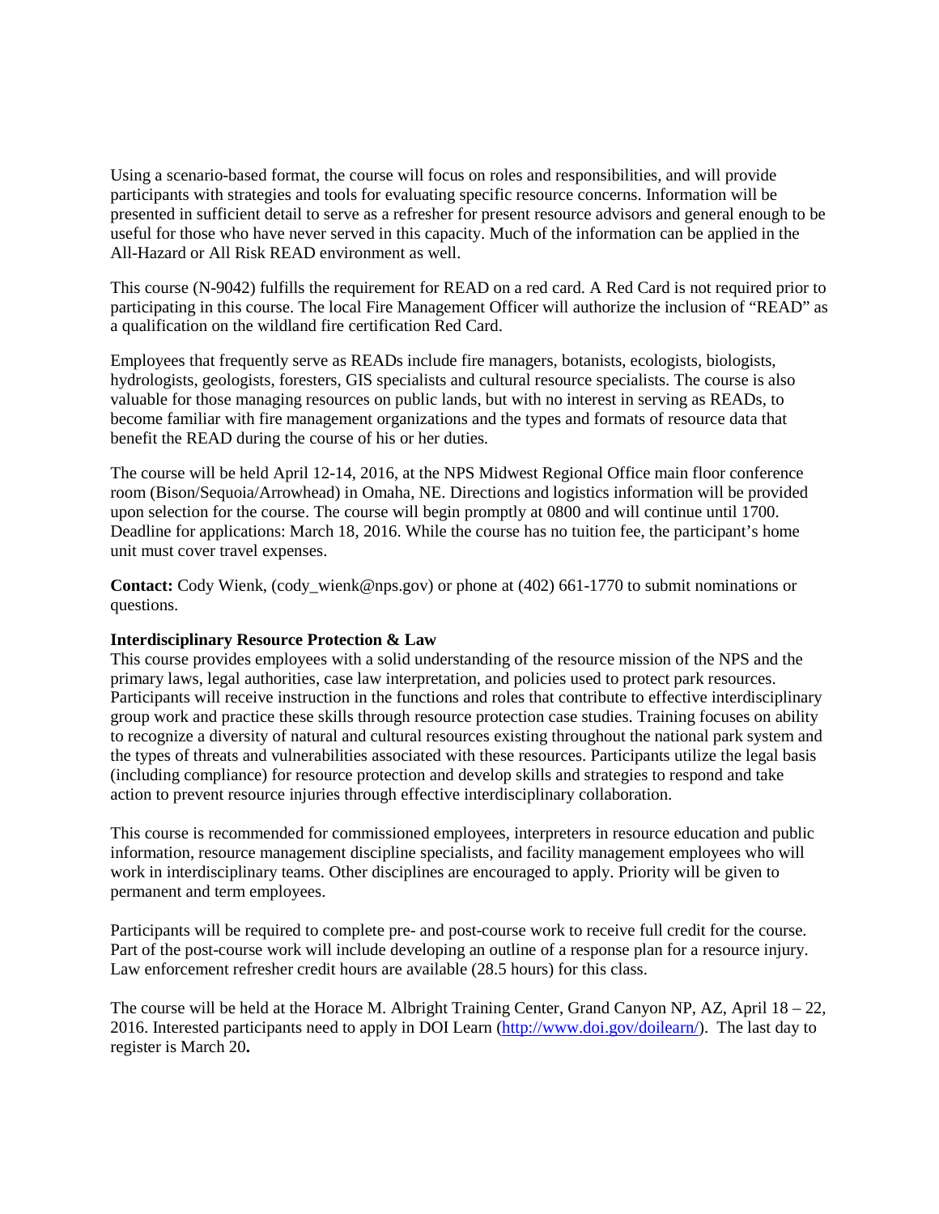Using a scenario-based format, the course will focus on roles and responsibilities, and will provide participants with strategies and tools for evaluating specific resource concerns. Information will be presented in sufficient detail to serve as a refresher for present resource advisors and general enough to be useful for those who have never served in this capacity. Much of the information can be applied in the All-Hazard or All Risk READ environment as well.

This course (N-9042) fulfills the requirement for READ on a red card. A Red Card is not required prior to participating in this course. The local Fire Management Officer will authorize the inclusion of "READ" as a qualification on the wildland fire certification Red Card.

Employees that frequently serve as READs include fire managers, botanists, ecologists, biologists, hydrologists, geologists, foresters, GIS specialists and cultural resource specialists. The course is also valuable for those managing resources on public lands, but with no interest in serving as READs, to become familiar with fire management organizations and the types and formats of resource data that benefit the READ during the course of his or her duties.

The course will be held April 12-14, 2016, at the NPS Midwest Regional Office main floor conference room (Bison/Sequoia/Arrowhead) in Omaha, NE. Directions and logistics information will be provided upon selection for the course. The course will begin promptly at 0800 and will continue until 1700. Deadline for applications: March 18, 2016. While the course has no tuition fee, the participant's home unit must cover travel expenses.

**Contact:** Cody Wienk, (cody_wienk@nps.gov) or phone at (402) 661-1770 to submit nominations or questions.

**Interdisciplinary Resource Protection & Law**

This course provides employees with a solid understanding of the resource mission of the NPS and the primary laws, legal authorities, case law interpretation, and policies used to protect park resources. Participants will receive instruction in the functions and roles that contribute to effective interdisciplinary group work and practice these skills through resource protection case studies. Training focuses on ability to recognize a diversity of natural and cultural resources existing throughout the national park system and the types of threats and vulnerabilities associated with these resources. Participants utilize the legal basis (including compliance) for resource protection and develop skills and strategies to respond and take action to prevent resource injuries through effective interdisciplinary collaboration.

This course is recommended for commissioned employees, interpreters in resource education and public information, resource management discipline specialists, and facility management employees who will work in interdisciplinary teams. Other disciplines are encouraged to apply. Priority will be given to permanent and term employees.

Participants will be required to complete pre- and post-course work to receive full credit for the course. Part of the post-course work will include developing an outline of a response plan for a resource injury. Law enforcement refresher credit hours are available (28.5 hours) for this class.

The course will be held at the Horace M. Albright Training Center, Grand Canyon NP, AZ, April 18 – 22, 2016. Interested participants need to apply in DOI Learn (http://www.doi.gov/doilearn/). The last day to register is March 20**.**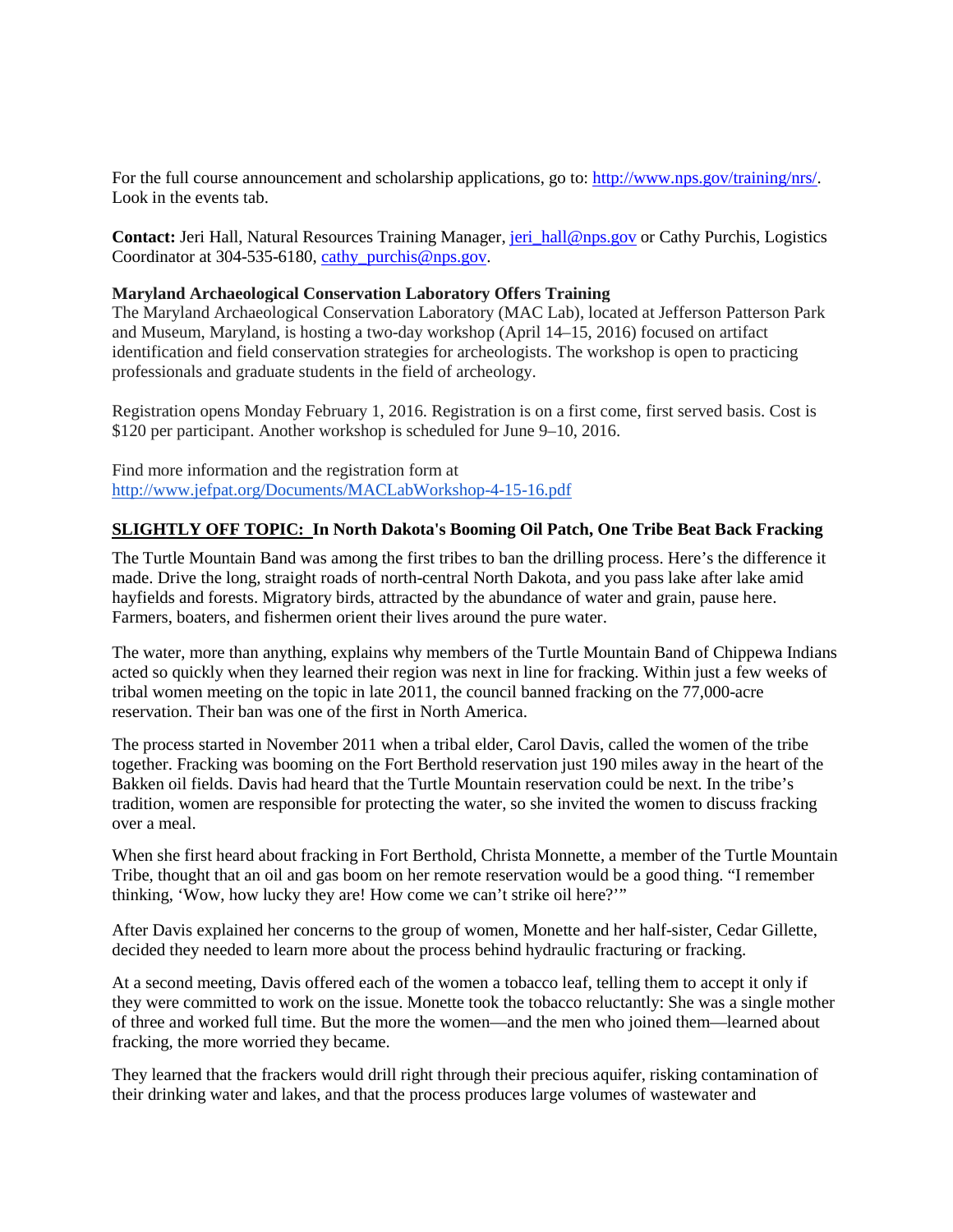For the full course announcement and scholarship applications, go to: http://www.nps.gov/training/nrs/. Look in the events tab.

**Contact:** Jeri Hall, Natural Resources Training Manager, jeri_hall@nps.gov or Cathy Purchis, Logistics Coordinator at 304-535-6180, cathy_purchis@nps.gov.

**Maryland Archaeological Conservation Laboratory Offers Training**

The Maryland Archaeological Conservation Laboratory (MAC Lab), located at Jefferson Patterson Park and Museum, Maryland, is hosting a two-day workshop (April 14–15, 2016) focused on artifact identification and field conservation strategies for archeologists. The workshop is open to practicing professionals and graduate students in the field of archeology.

Registration opens Monday February 1, 2016. Registration is on a first come, first served basis. Cost is $120 per participant. Another workshop is scheduled for June 9–10, 2016.

Find more information and the registration form at http://www.jefpat.org/Documents/MACLabWorkshop-4-15-16.pdf

**SLIGHTLY OFF TOPIC: In North Dakota's Booming Oil Patch, One Tribe Beat Back Fracking**

The Turtle Mountain Band was among the first tribes to ban the drilling process. Here's the difference it made. Drive the long, straight roads of north-central North Dakota, and you pass lake after lake amid hayfields and forests. Migratory birds, attracted by the abundance of water and grain, pause here. Farmers, boaters, and fishermen orient their lives around the pure water.

The water, more than anything, explains why members of the Turtle Mountain Band of Chippewa Indians acted so quickly when they learned their region was next in line for fracking. Within just a few weeks of tribal women meeting on the topic in late 2011, the council banned fracking on the 77,000-acre reservation. Their ban was one of the first in North America.

The process started in November 2011 when a tribal elder, Carol Davis, called the women of the tribe together. Fracking was booming on the Fort Berthold reservation just 190 miles away in the heart of the Bakken oil fields. Davis had heard that the Turtle Mountain reservation could be next. In the tribe's tradition, women are responsible for protecting the water, so she invited the women to discuss fracking over a meal.

When she first heard about fracking in Fort Berthold, Christa Monnette, a member of the Turtle Mountain Tribe, thought that an oil and gas boom on her remote reservation would be a good thing. "I remember thinking, 'Wow, how lucky they are! How come we can't strike oil here?'"

After Davis explained her concerns to the group of women, Monette and her half-sister, Cedar Gillette, decided they needed to learn more about the process behind hydraulic fracturing or fracking.

At a second meeting, Davis offered each of the women a tobacco leaf, telling them to accept it only if they were committed to work on the issue. Monette took the tobacco reluctantly: She was a single mother of three and worked full time. But the more the women—and the men who joined them—learned about fracking, the more worried they became.

They learned that the frackers would drill right through their precious aquifer, risking contamination of their drinking water and lakes, and that the process produces large volumes of wastewater and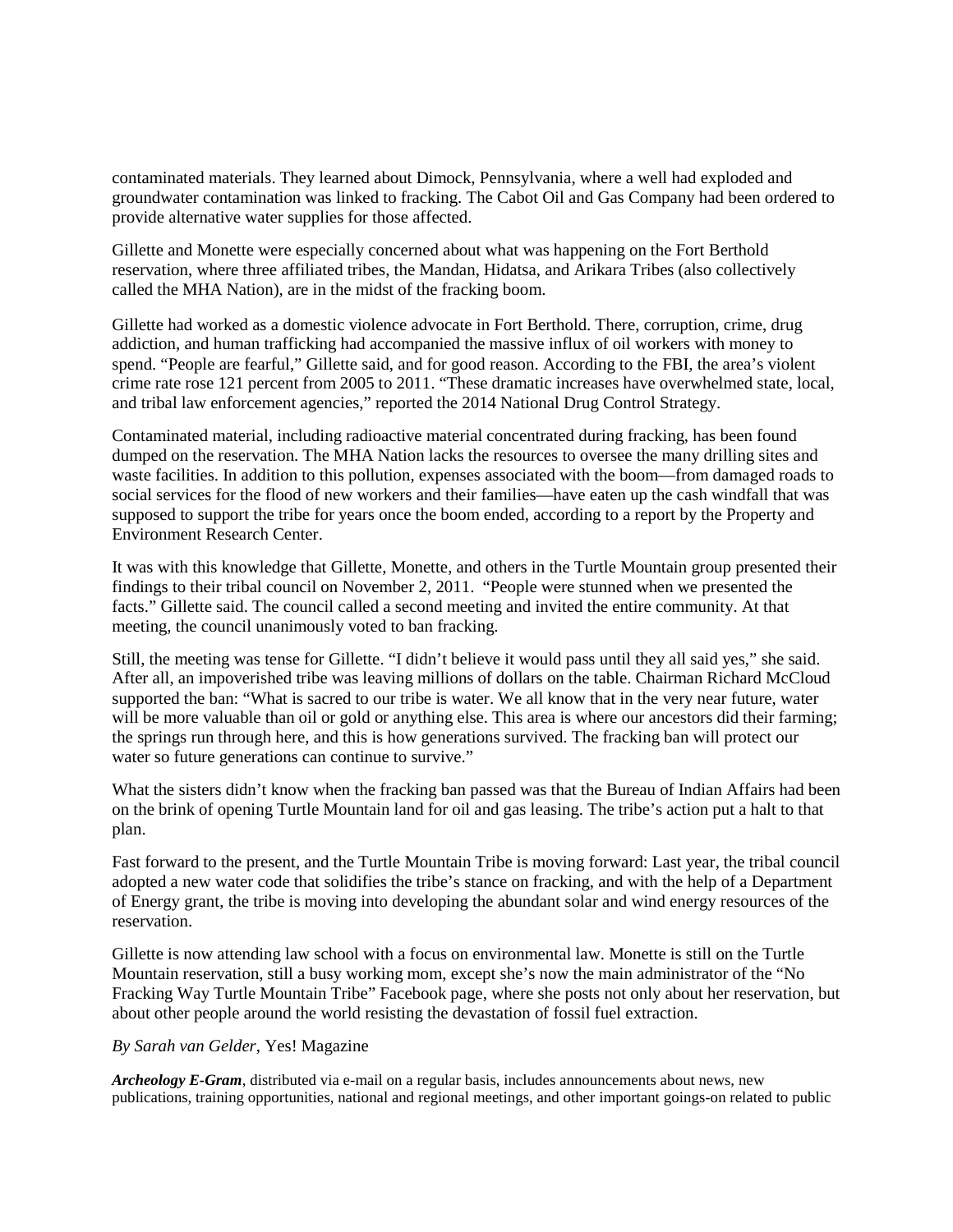contaminated materials. They learned about Dimock, Pennsylvania, where a well had exploded and groundwater contamination was linked to fracking. The Cabot Oil and Gas Company had been ordered to provide alternative water supplies for those affected.

Gillette and Monette were especially concerned about what was happening on the Fort Berthold reservation, where three affiliated tribes, the Mandan, Hidatsa, and Arikara Tribes (also collectively called the MHA Nation), are in the midst of the fracking boom.

Gillette had worked as a domestic violence advocate in Fort Berthold. There, corruption, crime, drug addiction, and human trafficking had accompanied the massive influx of oil workers with money to spend. "People are fearful," Gillette said, and for good reason. According to the FBI, the area's violent crime rate rose 121 percent from 2005 to 2011. "These dramatic increases have overwhelmed state, local, and tribal law enforcement agencies," reported the 2014 National Drug Control Strategy.

Contaminated material, including radioactive material concentrated during fracking, has been found dumped on the reservation. The MHA Nation lacks the resources to oversee the many drilling sites and waste facilities. In addition to this pollution, expenses associated with the boom—from damaged roads to social services for the flood of new workers and their families—have eaten up the cash windfall that was supposed to support the tribe for years once the boom ended, according to a report by the Property and Environment Research Center.

It was with this knowledge that Gillette, Monette, and others in the Turtle Mountain group presented their findings to their tribal council on November 2, 2011. "People were stunned when we presented the facts." Gillette said. The council called a second meeting and invited the entire community. At that meeting, the council unanimously voted to ban fracking.

Still, the meeting was tense for Gillette. "I didn't believe it would pass until they all said yes," she said. After all, an impoverished tribe was leaving millions of dollars on the table. Chairman Richard McCloud supported the ban: "What is sacred to our tribe is water. We all know that in the very near future, water will be more valuable than oil or gold or anything else. This area is where our ancestors did their farming; the springs run through here, and this is how generations survived. The fracking ban will protect our water so future generations can continue to survive."

What the sisters didn't know when the fracking ban passed was that the Bureau of Indian Affairs had been on the brink of opening Turtle Mountain land for oil and gas leasing. The tribe's action put a halt to that plan.

Fast forward to the present, and the Turtle Mountain Tribe is moving forward: Last year, the tribal council adopted a new water code that solidifies the tribe's stance on fracking, and with the help of a Department of Energy grant, the tribe is moving into developing the abundant solar and wind energy resources of the reservation.

Gillette is now attending law school with a focus on environmental law. Monette is still on the Turtle Mountain reservation, still a busy working mom, except she's now the main administrator of the "No Fracking Way Turtle Mountain Tribe" Facebook page, where she posts not only about her reservation, but about other people around the world resisting the devastation of fossil fuel extraction.

*By Sarah van Gelder*, Yes! Magazine

***Archeology E-Gram***, distributed via e-mail on a regular basis, includes announcements about news, new publications, training opportunities, national and regional meetings, and other important goings-on related to public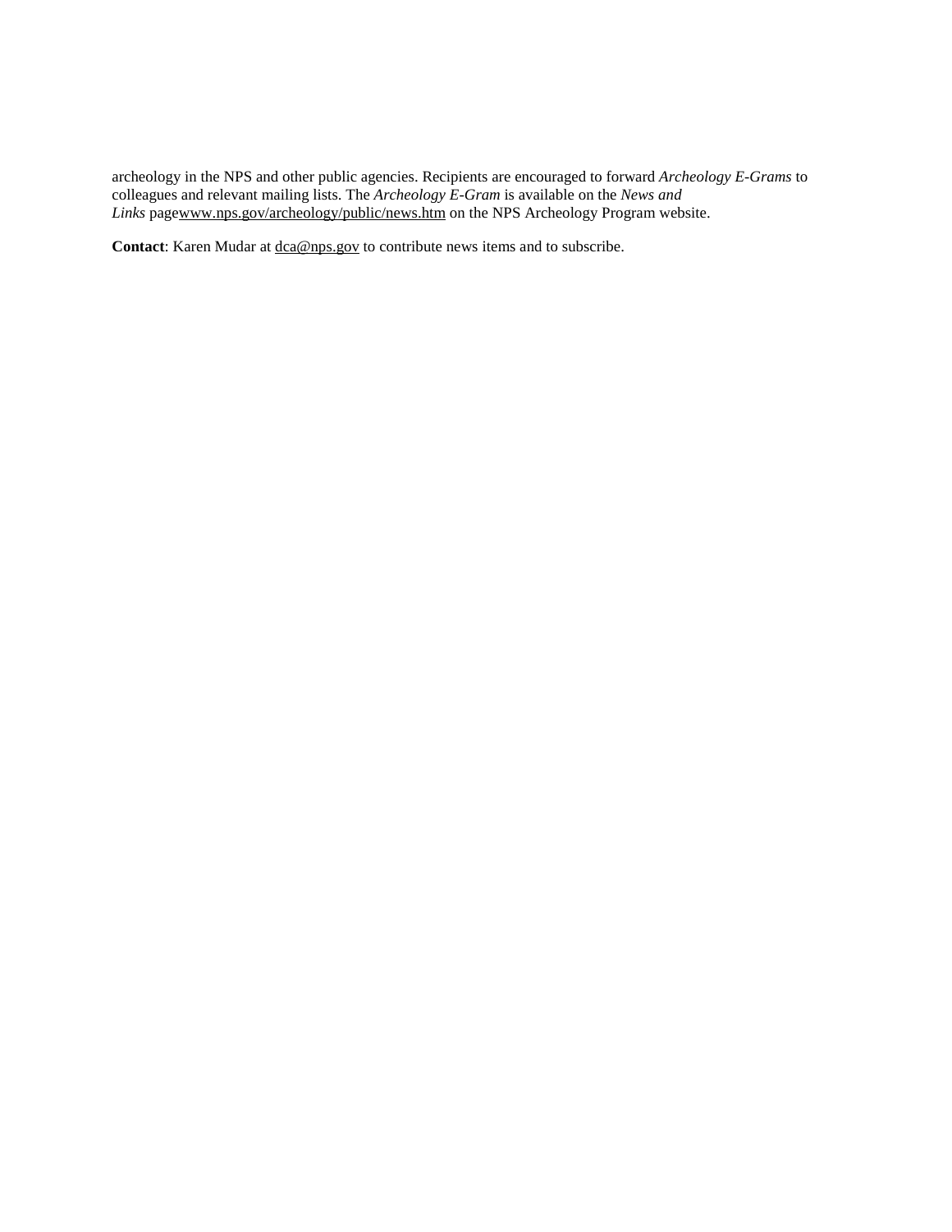archeology in the NPS and other public agencies. Recipients are encouraged to forward *Archeology E-Grams* to colleagues and relevant mailing lists. The *Archeology E-Gram* is available on the *News and Links* pagewww.nps.gov/archeology/public/news.htm on the NPS Archeology Program website.

**Contact**: Karen Mudar at dca@nps.gov to contribute news items and to subscribe.